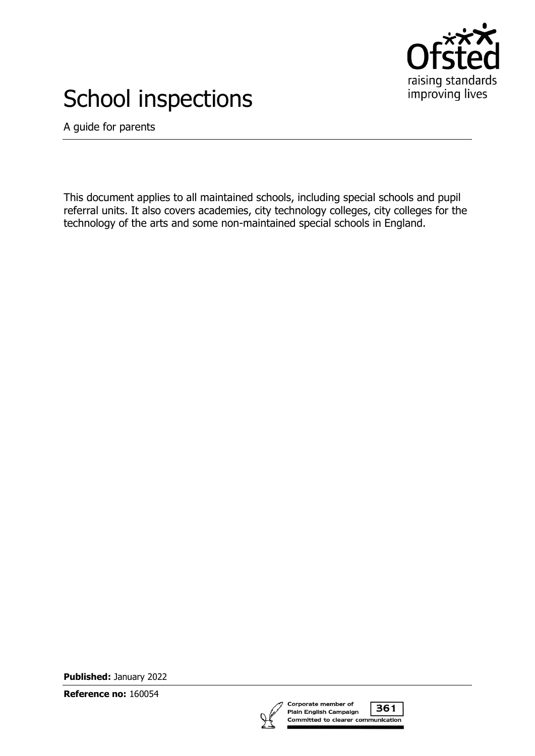# School inspections

A guide for parents

This document applies to all maintained schools, including special schools and pupil referral units. It also covers academies, city technology colleges, city colleges for the technology of the arts and some non-maintained special schools in England.

**Published:** January 2022

**Reference no:** 160054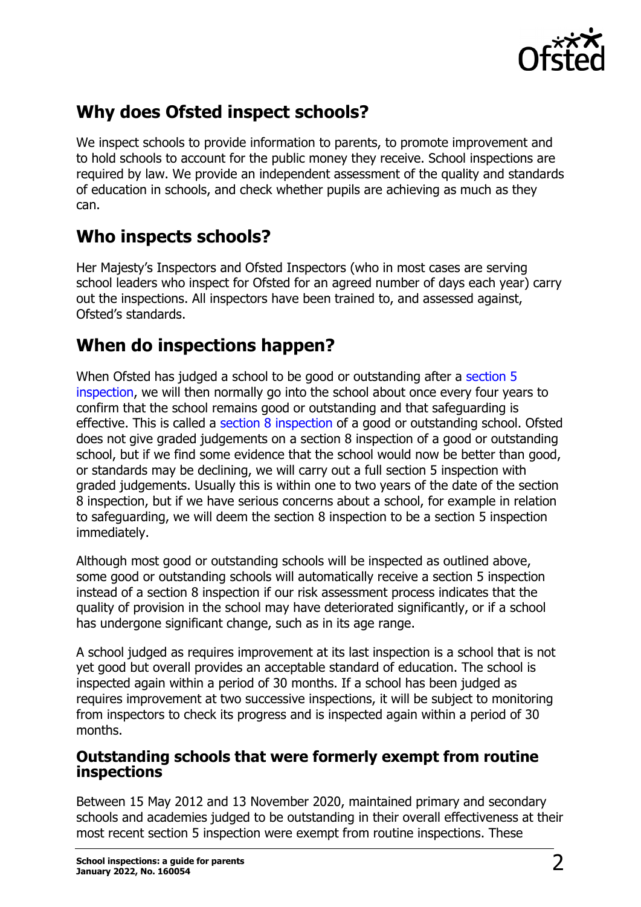## Why does Ofsted inspect schools?

We inspect schools to provide information to parents, to promote improvement and to hold schools to account for the public money they receive. School inspections are required by law. We provide an independent assessment of the quality and standards of education in schools, and check whether pupils are achieving as much as they can.

## Who inspects schools?

Her Majesty's Inspectors and Ofsted Inspectors (who in most cases are serving school leaders who inspect for Ofsted for an agreed number of days each year) carry out the inspections. All inspectors have been trained to, and assessed against, Ofsted's standards.

## When do inspections happen?

When Ofsted has judged a school to be good or outstanding after a section 5 inspection, we will then normally go into the school about once every four years to confirm that the school remains good or outstanding and that safeguarding is effective. This is called a section 8 inspection of a good or outstanding school. Ofsted does not give graded judgements on a section 8 inspection of a good or outstanding school, but if we find some evidence that the school would now be better than good, or standards may be declining, we will carry out a full section 5 inspection with graded judgements. Usually this is within one to two years of the date of the section 8 inspection, but if we have serious concerns about a school, for example in relation to safeguarding, we will deem the section 8 inspection to be a section 5 inspection immediately.

Although most good or outstanding schools will be inspected as outlined above, some good or outstanding schools will automatically receive a section 5 inspection instead of a section 8 inspection if our risk assessment process indicates that the quality of provision in the school may have deteriorated significantly, or if a school has undergone significant change, such as in its age range.

A school judged as requires improvement at its last inspection is a school that is not yet good but overall provides an acceptable standard of education. The school is inspected again within a period of 30 months. If a school has been judged as requires improvement at two successive inspections, it will be subject to monitoring from inspectors to check its progress and is inspected again within a period of 30 months.

### Outstanding schools that were formerly exempt from routine inspections

Between 15 May 2012 and 13 November 2020, maintained primary and secondary schools and academies judged to be outstanding in their overall effectiveness at their most recent section 5 inspection were exempt from routine inspections. These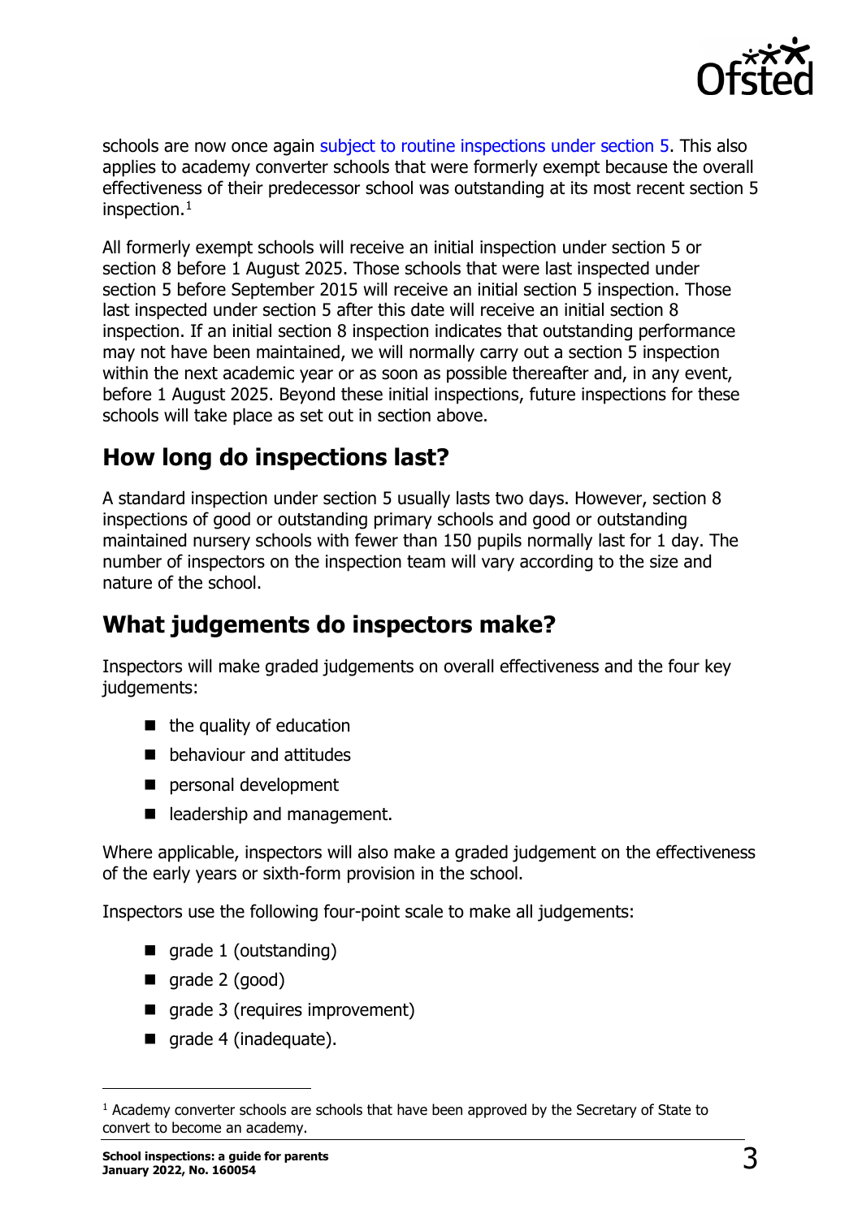schools are now once again subject to routine inspections under section 5. This also applies to academy converter schools that were formerly exempt because the overall effectiveness of their predecessor school was outstanding at its most recent section 5 inspection.[1]

All formerly exempt schools will receive an initial inspection under section 5 or section 8 before 1 August 2025. Those schools that were last inspected under section 5 before September 2015 will receive an initial section 5 inspection. Those last inspected under section 5 after this date will receive an initial section 8 inspection. If an initial section 8 inspection indicates that outstanding performance may not have been maintained, we will normally carry out a section 5 inspection within the next academic year or as soon as possible thereafter and, in any event, before 1 August 2025. Beyond these initial inspections, future inspections for these schools will take place as set out in section above.

## How long do inspections last?

A standard inspection under section 5 usually lasts two days. However, section 8 inspections of good or outstanding primary schools and good or outstanding maintained nursery schools with fewer than 150 pupils normally last for 1 day. The number of inspectors on the inspection team will vary according to the size and nature of the school.

## What judgements do inspectors make?

Inspectors will make graded judgements on overall effectiveness and the four key judgements:

- the quality of education
- behaviour and attitudes
- personal development
- leadership and management.

Where applicable, inspectors will also make a graded judgement on the effectiveness of the early years or sixth-form provision in the school.

Inspectors use the following four-point scale to make all judgements:

- grade 1 (outstanding)
- grade 2 (good)
- grade 3 (requires improvement)
- grade 4 (inadequate).

---

[1] Academy converter schools are schools that have been approved by the Secretary of State to convert to become an academy.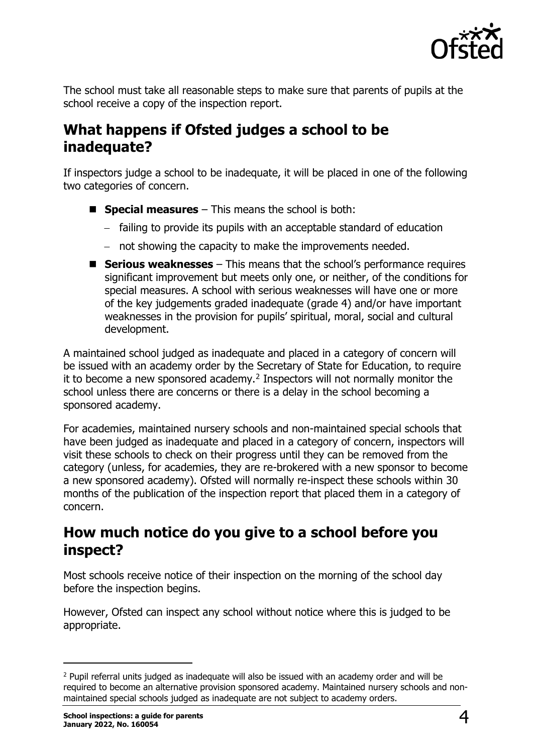The school must take all reasonable steps to make sure that parents of pupils at the school receive a copy of the inspection report.

## What happens if Ofsted judges a school to be inadequate?

If inspectors judge a school to be inadequate, it will be placed in one of the following two categories of concern.

- **Special measures** – This means the school is both:
  - failing to provide its pupils with an acceptable standard of education
  - not showing the capacity to make the improvements needed.
- **Serious weaknesses** – This means that the school's performance requires significant improvement but meets only one, or neither, of the conditions for special measures. A school with serious weaknesses will have one or more of the key judgements graded inadequate (grade 4) and/or have important weaknesses in the provision for pupils' spiritual, moral, social and cultural development.

A maintained school judged as inadequate and placed in a category of concern will be issued with an academy order by the Secretary of State for Education, to require it to become a new sponsored academy.[2] Inspectors will not normally monitor the school unless there are concerns or there is a delay in the school becoming a sponsored academy.

For academies, maintained nursery schools and non-maintained special schools that have been judged as inadequate and placed in a category of concern, inspectors will visit these schools to check on their progress until they can be removed from the category (unless, for academies, they are re-brokered with a new sponsor to become a new sponsored academy). Ofsted will normally re-inspect these schools within 30 months of the publication of the inspection report that placed them in a category of concern.

## How much notice do you give to a school before you inspect?

Most schools receive notice of their inspection on the morning of the school day before the inspection begins.

However, Ofsted can inspect any school without notice where this is judged to be appropriate.

[2] Pupil referral units judged as inadequate will also be issued with an academy order and will be required to become an alternative provision sponsored academy. Maintained nursery schools and non-maintained special schools judged as inadequate are not subject to academy orders.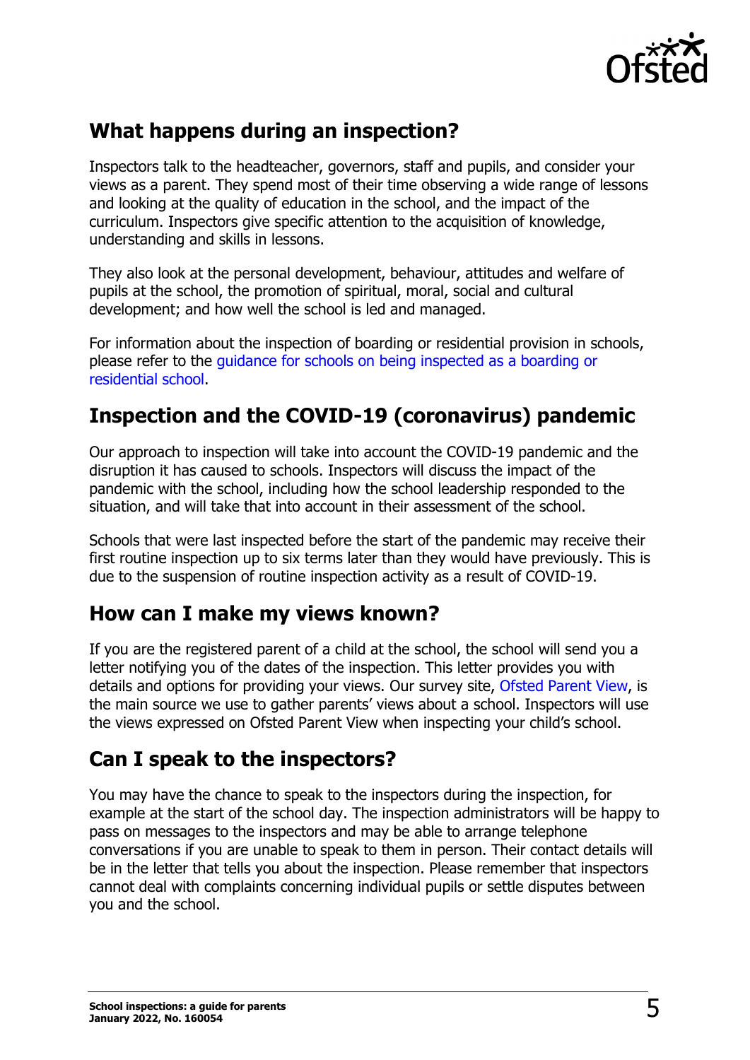## What happens during an inspection?

Inspectors talk to the headteacher, governors, staff and pupils, and consider your views as a parent. They spend most of their time observing a wide range of lessons and looking at the quality of education in the school, and the impact of the curriculum. Inspectors give specific attention to the acquisition of knowledge, understanding and skills in lessons.

They also look at the personal development, behaviour, attitudes and welfare of pupils at the school, the promotion of spiritual, moral, social and cultural development; and how well the school is led and managed.

For information about the inspection of boarding or residential provision in schools, please refer to the guidance for schools on being inspected as a boarding or residential school.

## Inspection and the COVID-19 (coronavirus) pandemic

Our approach to inspection will take into account the COVID-19 pandemic and the disruption it has caused to schools. Inspectors will discuss the impact of the pandemic with the school, including how the school leadership responded to the situation, and will take that into account in their assessment of the school.

Schools that were last inspected before the start of the pandemic may receive their first routine inspection up to six terms later than they would have previously. This is due to the suspension of routine inspection activity as a result of COVID-19.

## How can I make my views known?

If you are the registered parent of a child at the school, the school will send you a letter notifying you of the dates of the inspection. This letter provides you with details and options for providing your views. Our survey site, Ofsted Parent View, is the main source we use to gather parents' views about a school. Inspectors will use the views expressed on Ofsted Parent View when inspecting your child's school.

## Can I speak to the inspectors?

You may have the chance to speak to the inspectors during the inspection, for example at the start of the school day. The inspection administrators will be happy to pass on messages to the inspectors and may be able to arrange telephone conversations if you are unable to speak to them in person. Their contact details will be in the letter that tells you about the inspection. Please remember that inspectors cannot deal with complaints concerning individual pupils or settle disputes between you and the school.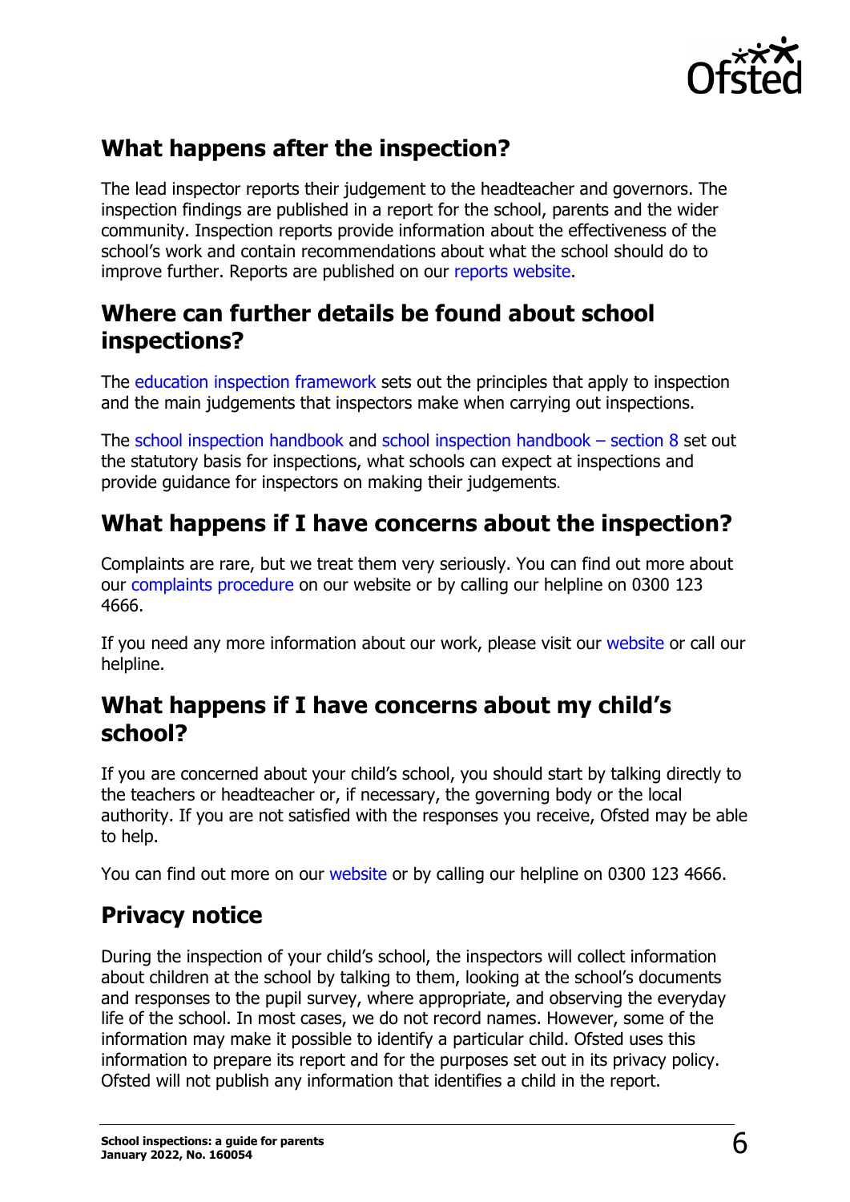## What happens after the inspection?

The lead inspector reports their judgement to the headteacher and governors. The inspection findings are published in a report for the school, parents and the wider community. Inspection reports provide information about the effectiveness of the school's work and contain recommendations about what the school should do to improve further. Reports are published on our reports website.

## Where can further details be found about school inspections?

The education inspection framework sets out the principles that apply to inspection and the main judgements that inspectors make when carrying out inspections.

The school inspection handbook and school inspection handbook – section 8 set out the statutory basis for inspections, what schools can expect at inspections and provide guidance for inspectors on making their judgements.

## What happens if I have concerns about the inspection?

Complaints are rare, but we treat them very seriously. You can find out more about our complaints procedure on our website or by calling our helpline on 0300 123 4666.

If you need any more information about our work, please visit our website or call our helpline.

## What happens if I have concerns about my child's school?

If you are concerned about your child's school, you should start by talking directly to the teachers or headteacher or, if necessary, the governing body or the local authority. If you are not satisfied with the responses you receive, Ofsted may be able to help.

You can find out more on our website or by calling our helpline on 0300 123 4666.

## Privacy notice

During the inspection of your child's school, the inspectors will collect information about children at the school by talking to them, looking at the school's documents and responses to the pupil survey, where appropriate, and observing the everyday life of the school. In most cases, we do not record names. However, some of the information may make it possible to identify a particular child. Ofsted uses this information to prepare its report and for the purposes set out in its privacy policy. Ofsted will not publish any information that identifies a child in the report.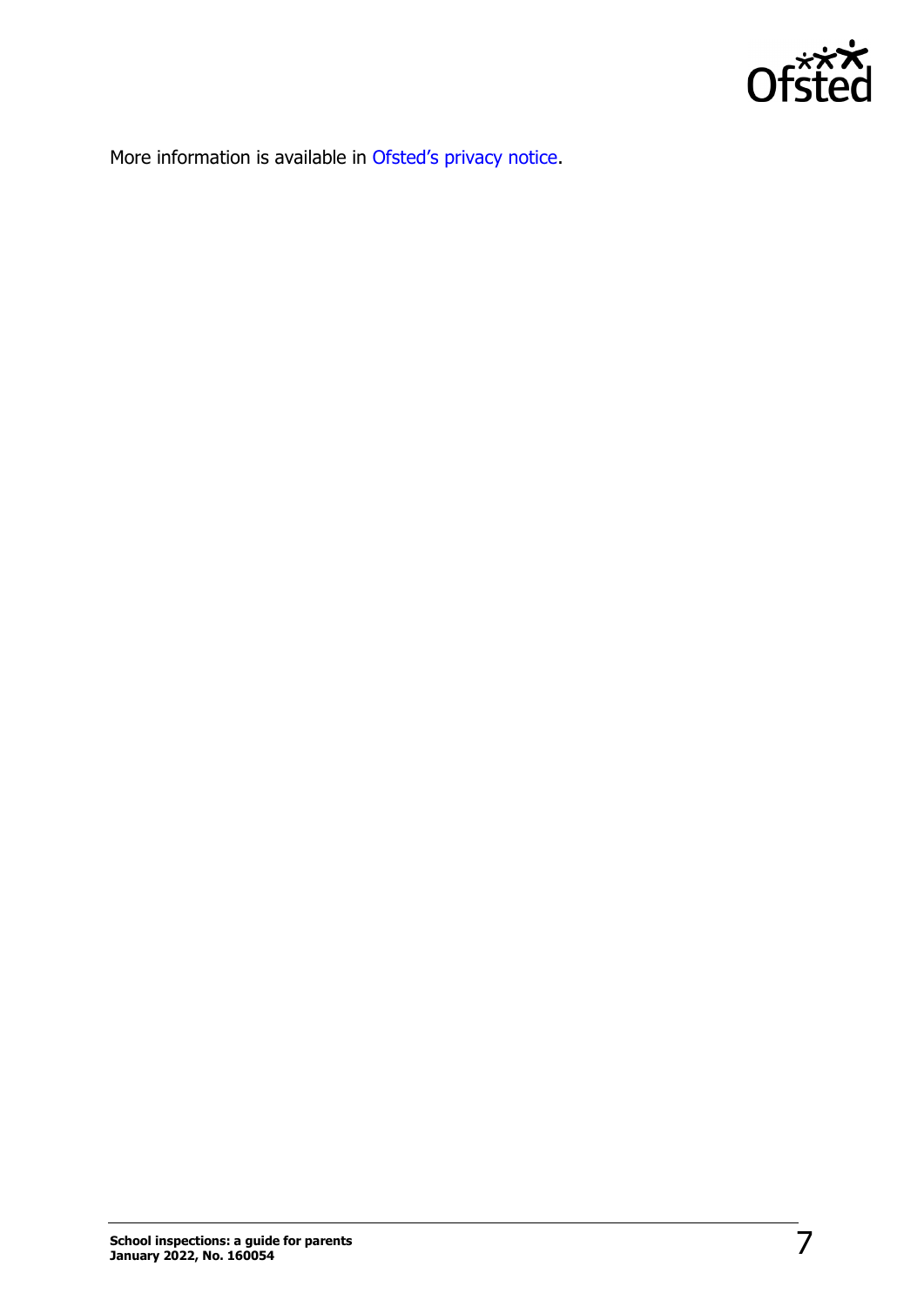More information is available in Ofsted's privacy notice.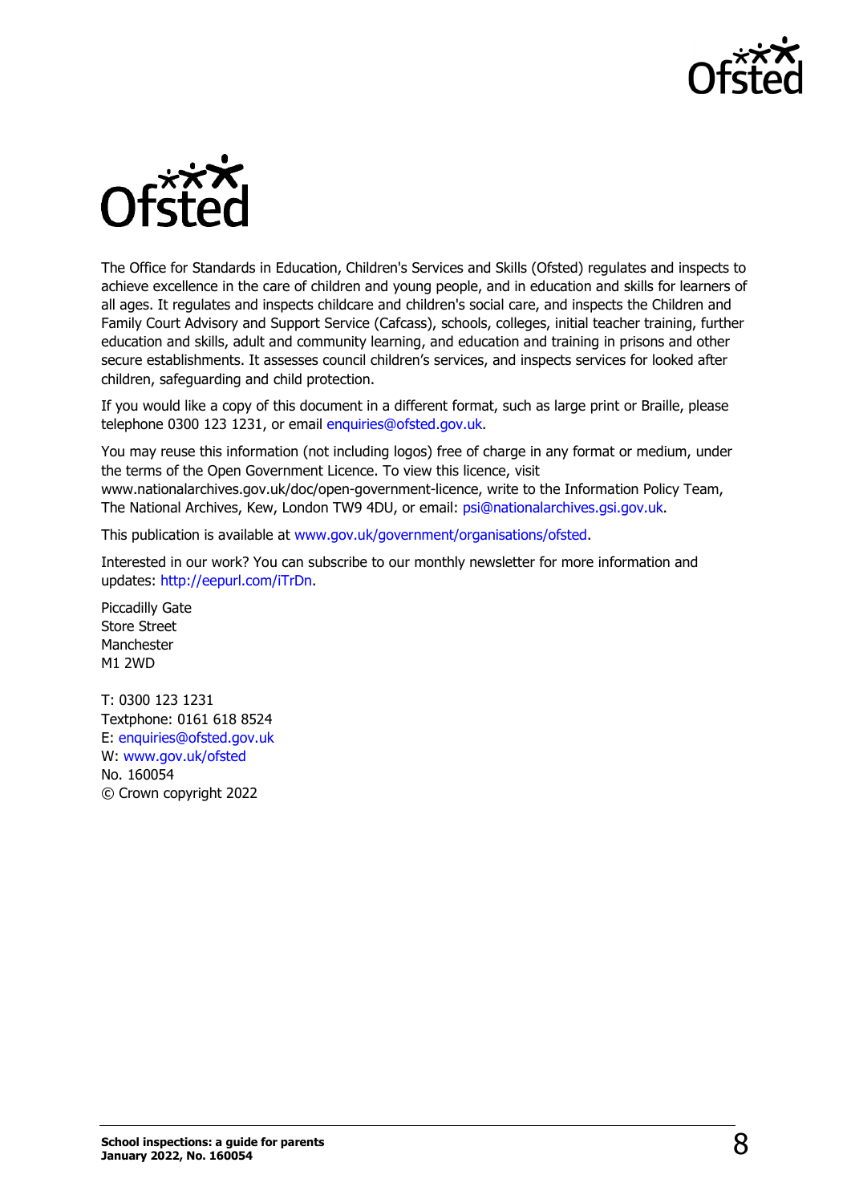The Office for Standards in Education, Children's Services and Skills (Ofsted) regulates and inspects to achieve excellence in the care of children and young people, and in education and skills for learners of all ages. It regulates and inspects childcare and children's social care, and inspects the Children and Family Court Advisory and Support Service (Cafcass), schools, colleges, initial teacher training, further education and skills, adult and community learning, and education and training in prisons and other secure establishments. It assesses council children's services, and inspects services for looked after children, safeguarding and child protection.

If you would like a copy of this document in a different format, such as large print or Braille, please telephone 0300 123 1231, or email enquiries@ofsted.gov.uk.

You may reuse this information (not including logos) free of charge in any format or medium, under the terms of the Open Government Licence. To view this licence, visit www.nationalarchives.gov.uk/doc/open-government-licence, write to the Information Policy Team, The National Archives, Kew, London TW9 4DU, or email: psi@nationalarchives.gsi.gov.uk.

This publication is available at www.gov.uk/government/organisations/ofsted.

Interested in our work? You can subscribe to our monthly newsletter for more information and updates: http://eepurl.com/iTrDn.

Piccadilly Gate
Store Street
Manchester
M1 2WD

T: 0300 123 1231
Textphone: 0161 618 8524
E: enquiries@ofsted.gov.uk
W: www.gov.uk/ofsted
No. 160054
© Crown copyright 2022